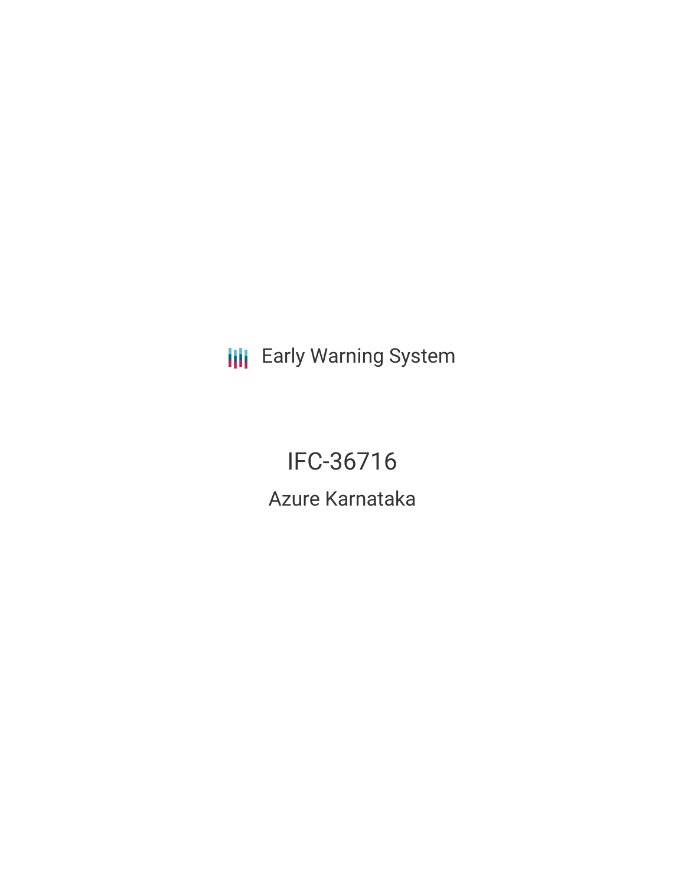Early Warning System

# IFC-36716

## Azure Karnataka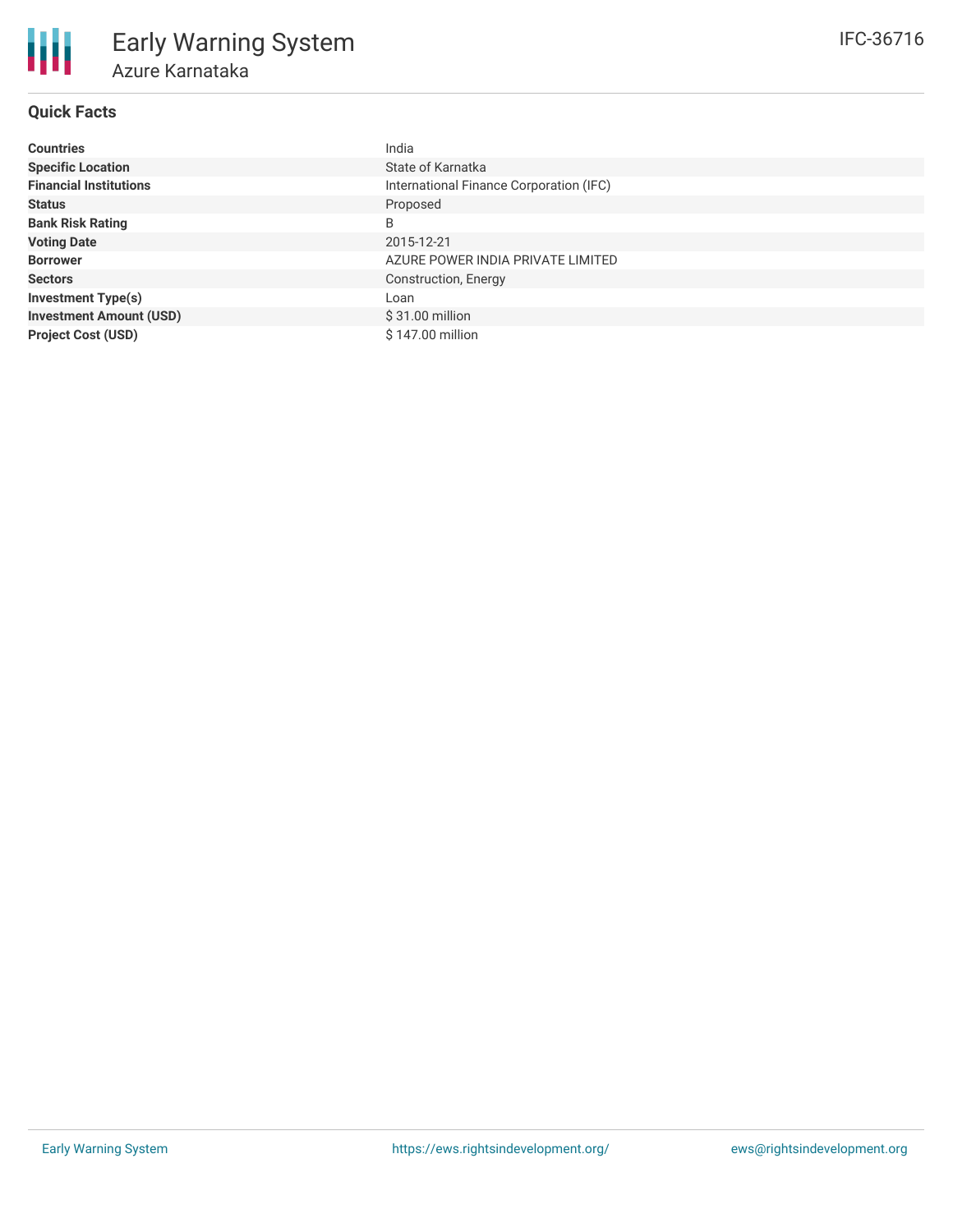# Early Warning System

## Azure Karnataka

IFC-36716

### Quick Facts

| | |
|---|---|
| **Countries** | India |
| **Specific Location** | State of Karnatka |
| **Financial Institutions** | International Finance Corporation (IFC) |
| **Status** | Proposed |
| **Bank Risk Rating** | B |
| **Voting Date** | 2015-12-21 |
| **Borrower** | AZURE POWER INDIA PRIVATE LIMITED |
| **Sectors** | Construction, Energy |
| **Investment Type(s)** | Loan |
| **Investment Amount (USD)** | $ 31.00 million |
| **Project Cost (USD)** | $ 147.00 million |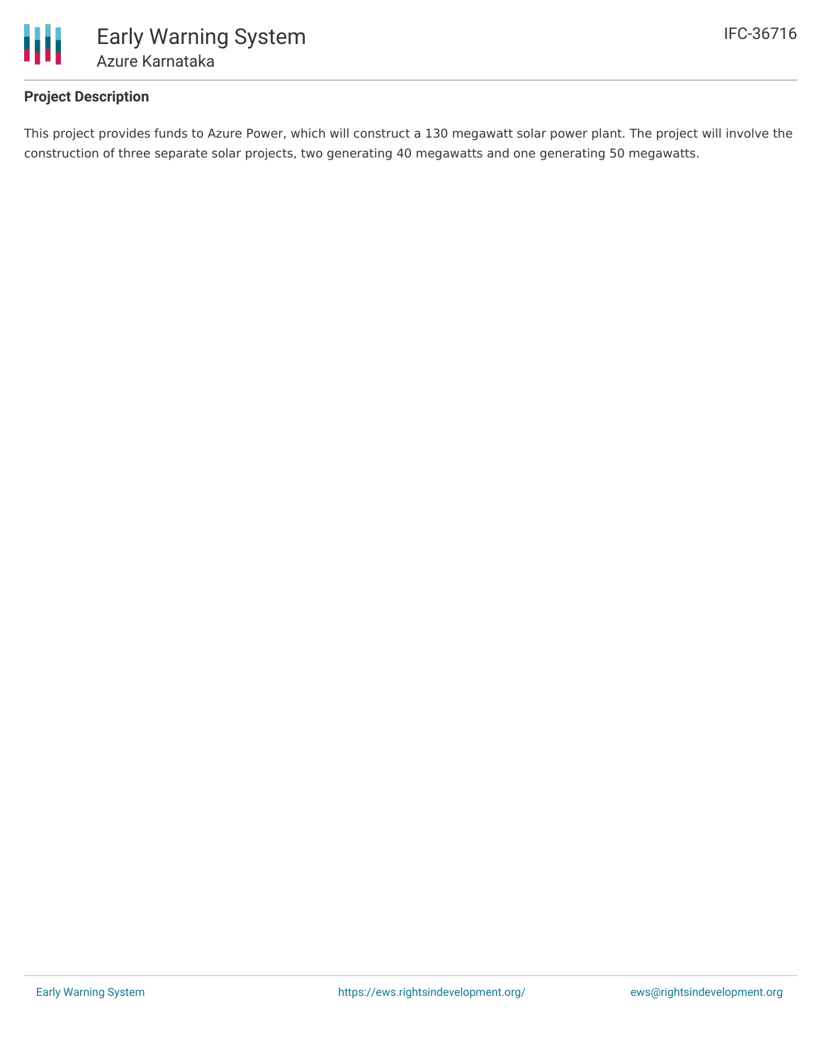### Project Description

This project provides funds to Azure Power, which will construct a 130 megawatt solar power plant. The project will involve the construction of three separate solar projects, two generating 40 megawatts and one generating 50 megawatts.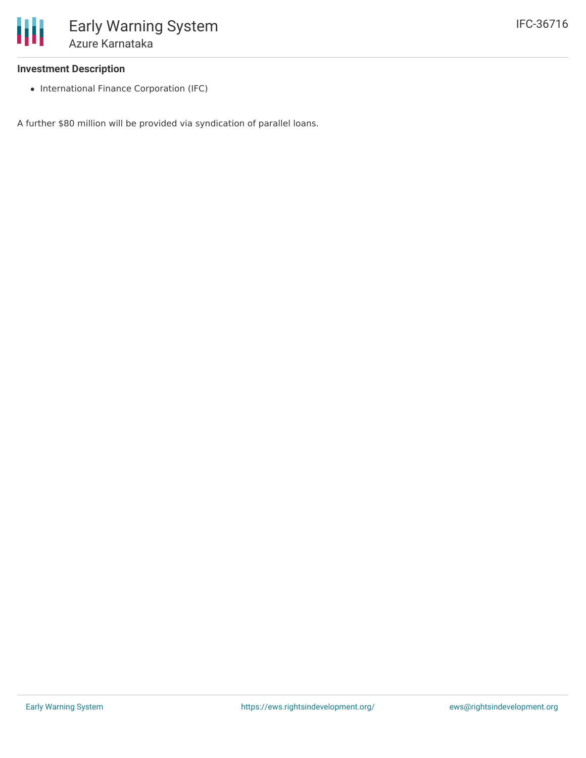### Investment Description

- International Finance Corporation (IFC)

A further $80 million will be provided via syndication of parallel loans.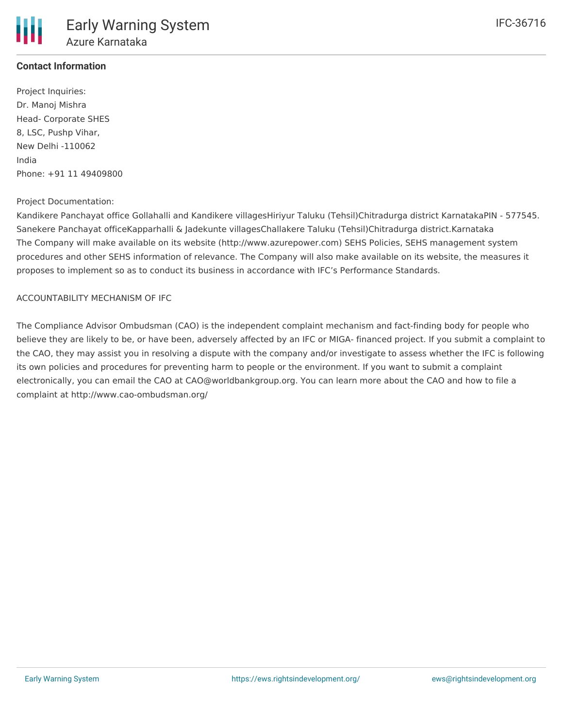**Contact Information**

Project Inquiries:
Dr. Manoj Mishra
Head- Corporate SHES
8, LSC, Pushp Vihar,
New Delhi -110062
India
Phone: +91 11 49409800

Project Documentation:
Kandikere Panchayat office Gollahalli and Kandikere villagesHiriyur Taluku (Tehsil)Chitradurga district KarnatakaPIN - 577545.
Sanekere Panchayat officeKapparhalli & Jadekunte villagesChallakere Taluku (Tehsil)Chitradurga district.Karnataka
The Company will make available on its website (http://www.azurepower.com) SEHS Policies, SEHS management system procedures and other SEHS information of relevance. The Company will also make available on its website, the measures it proposes to implement so as to conduct its business in accordance with IFC's Performance Standards.

ACCOUNTABILITY MECHANISM OF IFC

The Compliance Advisor Ombudsman (CAO) is the independent complaint mechanism and fact-finding body for people who believe they are likely to be, or have been, adversely affected by an IFC or MIGA- financed project. If you submit a complaint to the CAO, they may assist you in resolving a dispute with the company and/or investigate to assess whether the IFC is following its own policies and procedures for preventing harm to people or the environment. If you want to submit a complaint electronically, you can email the CAO at CAO@worldbankgroup.org. You can learn more about the CAO and how to file a complaint at http://www.cao-ombudsman.org/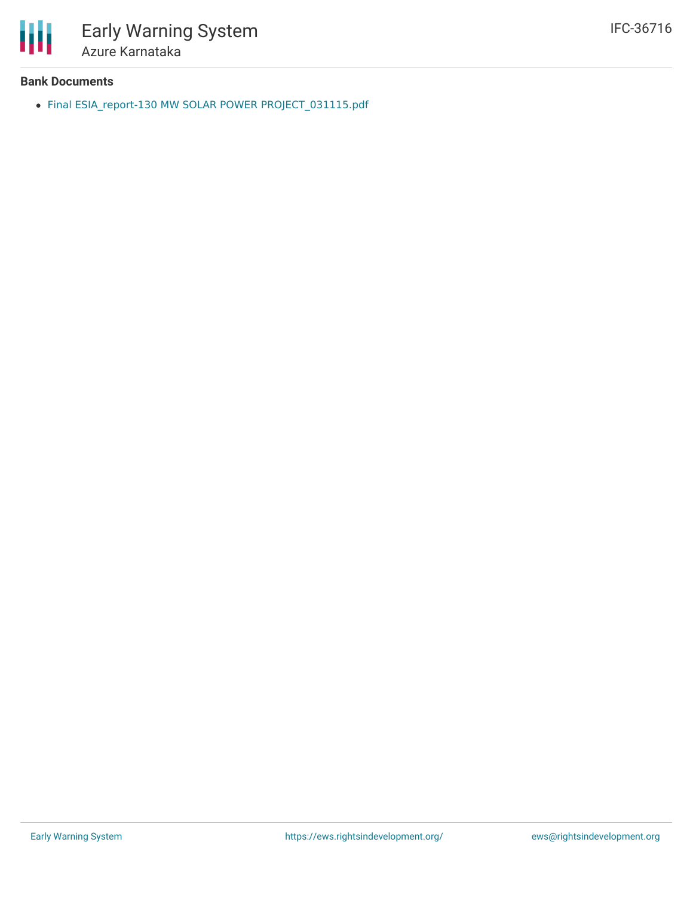**Bank Documents**

- Final ESIA_report-130 MW SOLAR POWER PROJECT_031115.pdf